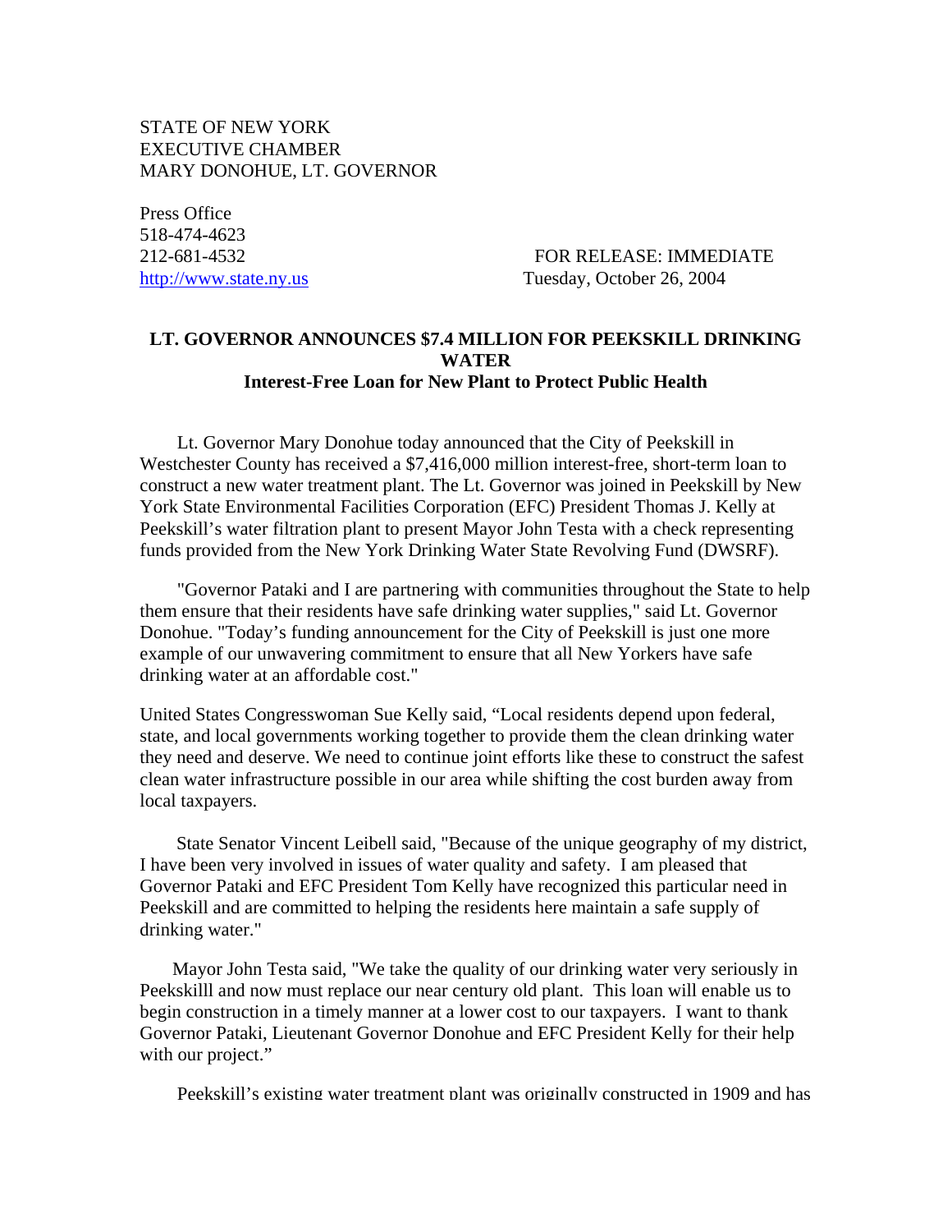STATE OF NEW YORK
EXECUTIVE CHAMBER
MARY DONOHUE, LT. GOVERNOR

Press Office
518-474-4623
212-681-4532
http://www.state.ny.us

FOR RELEASE: IMMEDIATE
Tuesday, October 26, 2004

**LT. GOVERNOR ANNOUNCES $7.4 MILLION FOR PEEKSKILL DRINKING WATER**
**Interest-Free Loan for New Plant to Protect Public Health**

Lt. Governor Mary Donohue today announced that the City of Peekskill in Westchester County has received a $7,416,000 million interest-free, short-term loan to construct a new water treatment plant. The Lt. Governor was joined in Peekskill by New York State Environmental Facilities Corporation (EFC) President Thomas J. Kelly at Peekskill's water filtration plant to present Mayor John Testa with a check representing funds provided from the New York Drinking Water State Revolving Fund (DWSRF).

"Governor Pataki and I are partnering with communities throughout the State to help them ensure that their residents have safe drinking water supplies," said Lt. Governor Donohue. "Today's funding announcement for the City of Peekskill is just one more example of our unwavering commitment to ensure that all New Yorkers have safe drinking water at an affordable cost."

United States Congresswoman Sue Kelly said, "Local residents depend upon federal, state, and local governments working together to provide them the clean drinking water they need and deserve. We need to continue joint efforts like these to construct the safest clean water infrastructure possible in our area while shifting the cost burden away from local taxpayers.

State Senator Vincent Leibell said, "Because of the unique geography of my district, I have been very involved in issues of water quality and safety. I am pleased that Governor Pataki and EFC President Tom Kelly have recognized this particular need in Peekskill and are committed to helping the residents here maintain a safe supply of drinking water."

Mayor John Testa said, "We take the quality of our drinking water very seriously in Peekskilll and now must replace our near century old plant. This loan will enable us to begin construction in a timely manner at a lower cost to our taxpayers. I want to thank Governor Pataki, Lieutenant Governor Donohue and EFC President Kelly for their help with our project."

Peekskill's existing water treatment plant was originally constructed in 1909 and has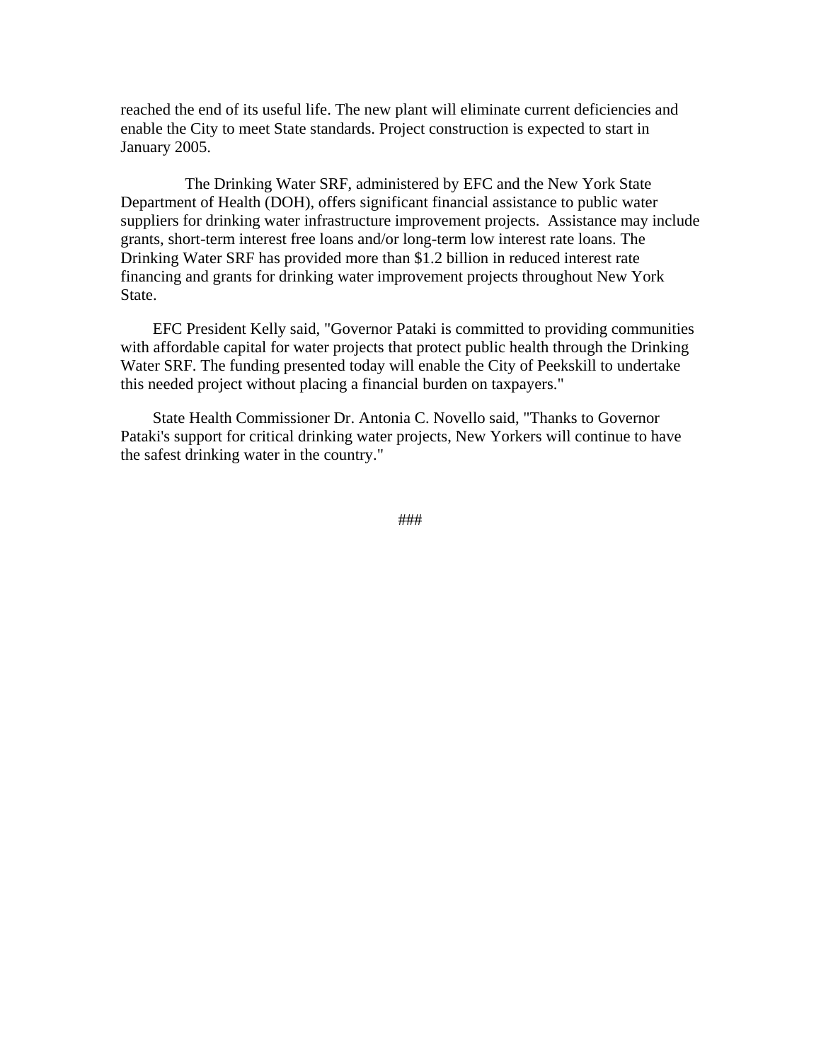reached the end of its useful life. The new plant will eliminate current deficiencies and enable the City to meet State standards. Project construction is expected to start in January 2005.

The Drinking Water SRF, administered by EFC and the New York State Department of Health (DOH), offers significant financial assistance to public water suppliers for drinking water infrastructure improvement projects. Assistance may include grants, short-term interest free loans and/or long-term low interest rate loans. The Drinking Water SRF has provided more than $1.2 billion in reduced interest rate financing and grants for drinking water improvement projects throughout New York State.

EFC President Kelly said, "Governor Pataki is committed to providing communities with affordable capital for water projects that protect public health through the Drinking Water SRF. The funding presented today will enable the City of Peekskill to undertake this needed project without placing a financial burden on taxpayers."

State Health Commissioner Dr. Antonia C. Novello said, "Thanks to Governor Pataki's support for critical drinking water projects, New Yorkers will continue to have the safest drinking water in the country."

###